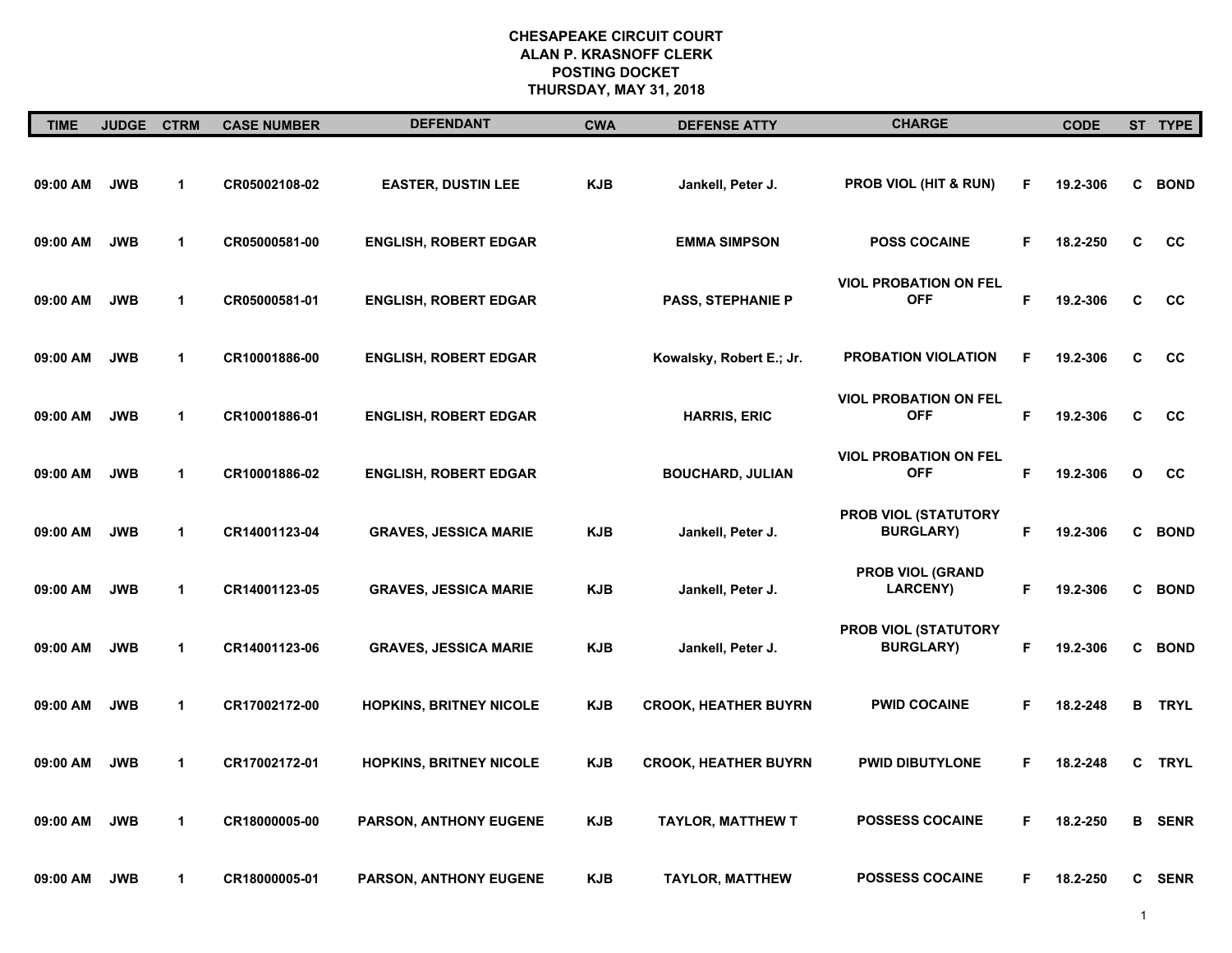**CHESAPEAKE CIRCUIT COURT**
**ALAN P. KRASNOFF CLERK**
**POSTING DOCKET**
**THURSDAY, MAY 31, 2018**

| TIME | JUDGE | CTRM | CASE NUMBER | DEFENDANT | CWA | DEFENSE ATTY | CHARGE | | CODE | ST | TYPE |
|---|---|---|---|---|---|---|---|---|---|---|---|
| 09:00 AM | JWB | 1 | CR05002108-02 | EASTER, DUSTIN LEE | KJB | Jankell, Peter J. | PROB VIOL (HIT & RUN) | F | 19.2-306 | C | BOND |
| 09:00 AM | JWB | 1 | CR05000581-00 | ENGLISH, ROBERT EDGAR | | EMMA SIMPSON | POSS COCAINE | F | 18.2-250 | C | CC |
| 09:00 AM | JWB | 1 | CR05000581-01 | ENGLISH, ROBERT EDGAR | | PASS, STEPHANIE P | VIOL PROBATION ON FEL OFF | F | 19.2-306 | C | CC |
| 09:00 AM | JWB | 1 | CR10001886-00 | ENGLISH, ROBERT EDGAR | | Kowalsky, Robert E.; Jr. | PROBATION VIOLATION | F | 19.2-306 | C | CC |
| 09:00 AM | JWB | 1 | CR10001886-01 | ENGLISH, ROBERT EDGAR | | HARRIS, ERIC | VIOL PROBATION ON FEL OFF | F | 19.2-306 | C | CC |
| 09:00 AM | JWB | 1 | CR10001886-02 | ENGLISH, ROBERT EDGAR | | BOUCHARD, JULIAN | VIOL PROBATION ON FEL OFF | F | 19.2-306 | O | CC |
| 09:00 AM | JWB | 1 | CR14001123-04 | GRAVES, JESSICA MARIE | KJB | Jankell, Peter J. | PROB VIOL (STATUTORY BURGLARY) | F | 19.2-306 | C | BOND |
| 09:00 AM | JWB | 1 | CR14001123-05 | GRAVES, JESSICA MARIE | KJB | Jankell, Peter J. | PROB VIOL (GRAND LARCENY) | F | 19.2-306 | C | BOND |
| 09:00 AM | JWB | 1 | CR14001123-06 | GRAVES, JESSICA MARIE | KJB | Jankell, Peter J. | PROB VIOL (STATUTORY BURGLARY) | F | 19.2-306 | C | BOND |
| 09:00 AM | JWB | 1 | CR17002172-00 | HOPKINS, BRITNEY NICOLE | KJB | CROOK, HEATHER BUYRN | PWID COCAINE | F | 18.2-248 | B | TRYL |
| 09:00 AM | JWB | 1 | CR17002172-01 | HOPKINS, BRITNEY NICOLE | KJB | CROOK, HEATHER BUYRN | PWID DIBUTYLONE | F | 18.2-248 | C | TRYL |
| 09:00 AM | JWB | 1 | CR18000005-00 | PARSON, ANTHONY EUGENE | KJB | TAYLOR, MATTHEW T | POSSESS COCAINE | F | 18.2-250 | B | SENR |
| 09:00 AM | JWB | 1 | CR18000005-01 | PARSON, ANTHONY EUGENE | KJB | TAYLOR, MATTHEW | POSSESS COCAINE | F | 18.2-250 | C | SENR |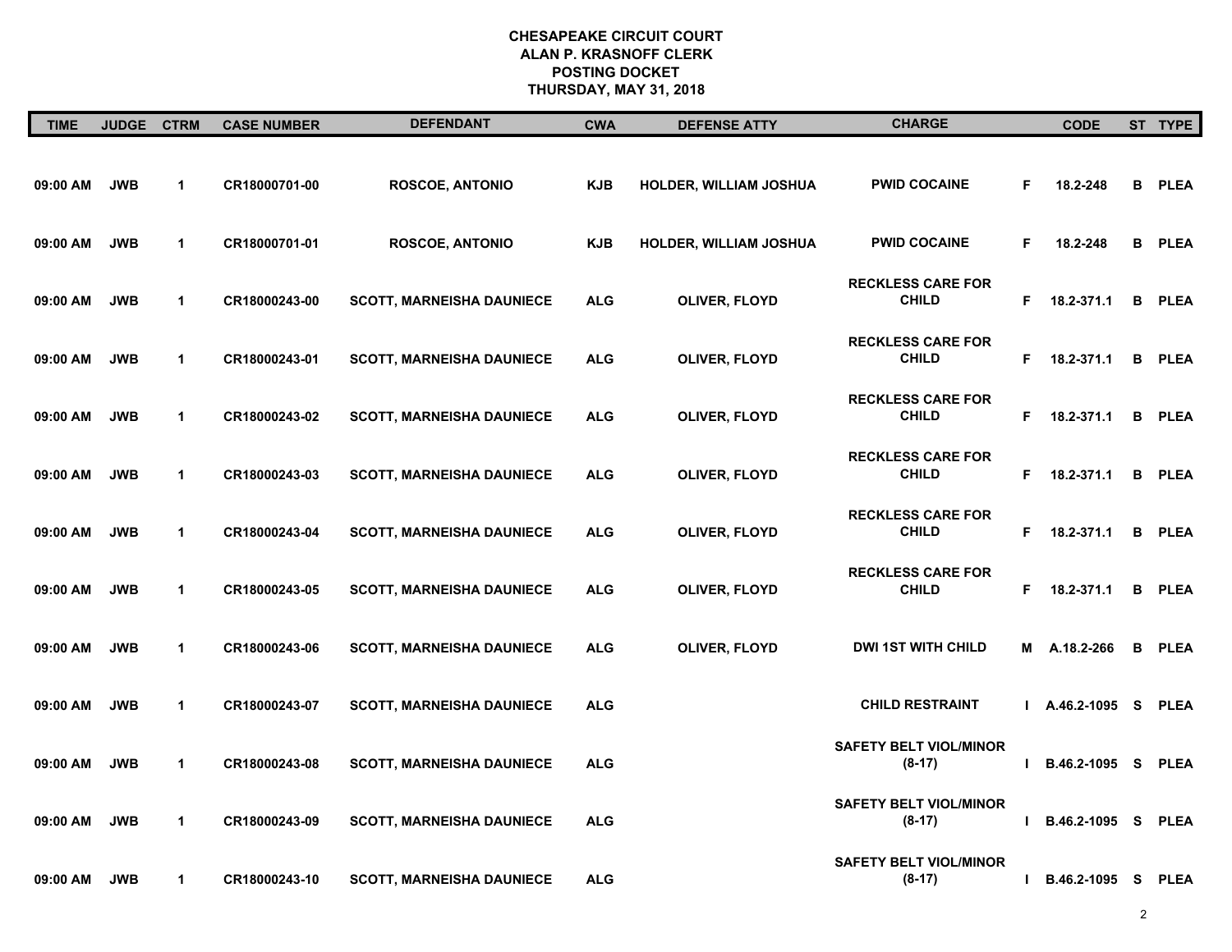**CHESAPEAKE CIRCUIT COURT**
**ALAN P. KRASNOFF CLERK**
**POSTING DOCKET**
**THURSDAY, MAY 31, 2018**

| TIME | JUDGE | CTRM | CASE NUMBER | DEFENDANT | CWA | DEFENSE ATTY | CHARGE | | CODE | ST | TYPE |
|---|---|---|---|---|---|---|---|---|---|---|---|
| 09:00 AM | JWB | 1 | CR18000701-00 | ROSCOE, ANTONIO | KJB | HOLDER, WILLIAM JOSHUA | PWID COCAINE | F | 18.2-248 | B | PLEA |
| 09:00 AM | JWB | 1 | CR18000701-01 | ROSCOE, ANTONIO | KJB | HOLDER, WILLIAM JOSHUA | PWID COCAINE | F | 18.2-248 | B | PLEA |
| 09:00 AM | JWB | 1 | CR18000243-00 | SCOTT, MARNEISHA DAUNIECE | ALG | OLIVER, FLOYD | RECKLESS CARE FOR CHILD | F | 18.2-371.1 | B | PLEA |
| 09:00 AM | JWB | 1 | CR18000243-01 | SCOTT, MARNEISHA DAUNIECE | ALG | OLIVER, FLOYD | RECKLESS CARE FOR CHILD | F | 18.2-371.1 | B | PLEA |
| 09:00 AM | JWB | 1 | CR18000243-02 | SCOTT, MARNEISHA DAUNIECE | ALG | OLIVER, FLOYD | RECKLESS CARE FOR CHILD | F | 18.2-371.1 | B | PLEA |
| 09:00 AM | JWB | 1 | CR18000243-03 | SCOTT, MARNEISHA DAUNIECE | ALG | OLIVER, FLOYD | RECKLESS CARE FOR CHILD | F | 18.2-371.1 | B | PLEA |
| 09:00 AM | JWB | 1 | CR18000243-04 | SCOTT, MARNEISHA DAUNIECE | ALG | OLIVER, FLOYD | RECKLESS CARE FOR CHILD | F | 18.2-371.1 | B | PLEA |
| 09:00 AM | JWB | 1 | CR18000243-05 | SCOTT, MARNEISHA DAUNIECE | ALG | OLIVER, FLOYD | RECKLESS CARE FOR CHILD | F | 18.2-371.1 | B | PLEA |
| 09:00 AM | JWB | 1 | CR18000243-06 | SCOTT, MARNEISHA DAUNIECE | ALG | OLIVER, FLOYD | DWI 1ST WITH CHILD | M | A.18.2-266 | B | PLEA |
| 09:00 AM | JWB | 1 | CR18000243-07 | SCOTT, MARNEISHA DAUNIECE | ALG | | CHILD RESTRAINT | I | A.46.2-1095 | S | PLEA |
| 09:00 AM | JWB | 1 | CR18000243-08 | SCOTT, MARNEISHA DAUNIECE | ALG | | SAFETY BELT VIOL/MINOR (8-17) | I | B.46.2-1095 | S | PLEA |
| 09:00 AM | JWB | 1 | CR18000243-09 | SCOTT, MARNEISHA DAUNIECE | ALG | | SAFETY BELT VIOL/MINOR (8-17) | I | B.46.2-1095 | S | PLEA |
| 09:00 AM | JWB | 1 | CR18000243-10 | SCOTT, MARNEISHA DAUNIECE | ALG | | SAFETY BELT VIOL/MINOR (8-17) | I | B.46.2-1095 | S | PLEA |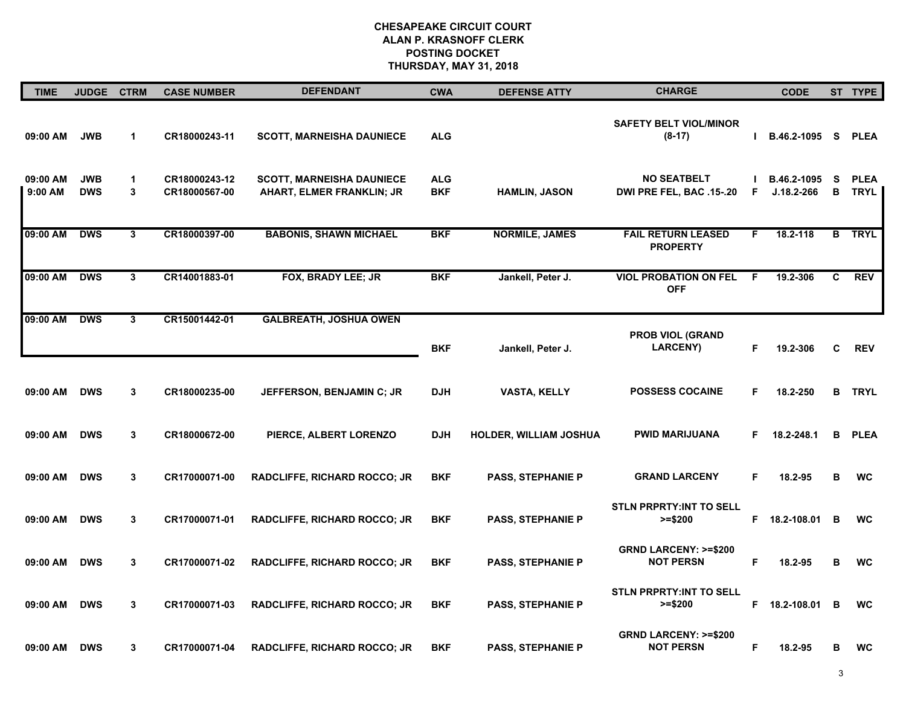# CHESAPEAKE CIRCUIT COURT
## ALAN P. KRASNOFF CLERK
## POSTING DOCKET
## THURSDAY, MAY 31, 2018

| TIME | JUDGE | CTRM | CASE NUMBER | DEFENDANT | CWA | DEFENSE ATTY | CHARGE | | CODE | ST | TYPE |
|---|---|---|---|---|---|---|---|---|---|---|---|
| 09:00 AM | JWB | 1 | CR18000243-11 | SCOTT, MARNEISHA DAUNIECE | ALG | | SAFETY BELT VIOL/MINOR (8-17) | I | B.46.2-1095 | S | PLEA |
| 09:00 AM | JWB | 1 | CR18000243-12 | SCOTT, MARNEISHA DAUNIECE | ALG | | NO SEATBELT | I | B.46.2-1095 | S | PLEA |
| 9:00 AM | DWS | 3 | CR18000567-00 | AHART, ELMER FRANKLIN; JR | BKF | HAMLIN, JASON | DWI PRE FEL, BAC .15-.20 | F | J.18.2-266 | B | TRYL |
| 09:00 AM | DWS | 3 | CR18000397-00 | BABONIS, SHAWN MICHAEL | BKF | NORMILE, JAMES | FAIL RETURN LEASED PROPERTY | F | 18.2-118 | B | TRYL |
| 09:00 AM | DWS | 3 | CR14001883-01 | FOX, BRADY LEE; JR | BKF | Jankell, Peter J. | VIOL PROBATION ON FEL OFF | F | 19.2-306 | C | REV |
| 09:00 AM | DWS | 3 | CR15001442-01 | GALBREATH, JOSHUA OWEN | BKF | Jankell, Peter J. | PROB VIOL (GRAND LARCENY) | F | 19.2-306 | C | REV |
| 09:00 AM | DWS | 3 | CR18000235-00 | JEFFERSON, BENJAMIN C; JR | DJH | VASTA, KELLY | POSSESS COCAINE | F | 18.2-250 | B | TRYL |
| 09:00 AM | DWS | 3 | CR18000672-00 | PIERCE, ALBERT LORENZO | DJH | HOLDER, WILLIAM JOSHUA | PWID MARIJUANA | F | 18.2-248.1 | B | PLEA |
| 09:00 AM | DWS | 3 | CR17000071-00 | RADCLIFFE, RICHARD ROCCO; JR | BKF | PASS, STEPHANIE P | GRAND LARCENY | F | 18.2-95 | B | WC |
| 09:00 AM | DWS | 3 | CR17000071-01 | RADCLIFFE, RICHARD ROCCO; JR | BKF | PASS, STEPHANIE P | STLN PRPRTY:INT TO SELL >=$200 | F | 18.2-108.01 | B | WC |
| 09:00 AM | DWS | 3 | CR17000071-02 | RADCLIFFE, RICHARD ROCCO; JR | BKF | PASS, STEPHANIE P | GRND LARCENY: >=$200 NOT PERSN | F | 18.2-95 | B | WC |
| 09:00 AM | DWS | 3 | CR17000071-03 | RADCLIFFE, RICHARD ROCCO; JR | BKF | PASS, STEPHANIE P | STLN PRPRTY:INT TO SELL >=$200 | F | 18.2-108.01 | B | WC |
| 09:00 AM | DWS | 3 | CR17000071-04 | RADCLIFFE, RICHARD ROCCO; JR | BKF | PASS, STEPHANIE P | GRND LARCENY: >=$200 NOT PERSN | F | 18.2-95 | B | WC |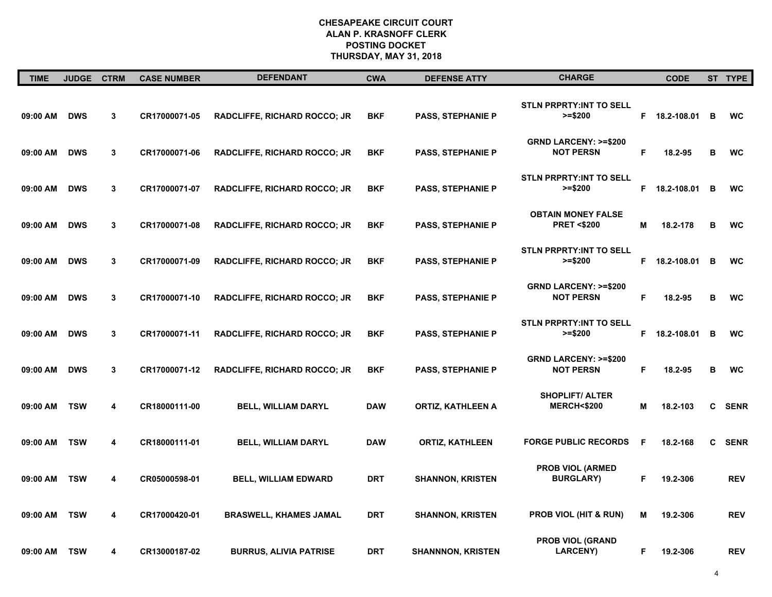# CHESAPEAKE CIRCUIT COURT
## ALAN P. KRASNOFF CLERK
## POSTING DOCKET
## THURSDAY, MAY 31, 2018

| TIME | JUDGE | CTRM | CASE NUMBER | DEFENDANT | CWA | DEFENSE ATTY | CHARGE | | CODE | ST | TYPE |
|---|---|---|---|---|---|---|---|---|---|---|---|
| 09:00 AM | DWS | 3 | CR17000071-05 | RADCLIFFE, RICHARD ROCCO; JR | BKF | PASS, STEPHANIE P | STLN PRPRTY:INT TO SELL >=$200 | F | 18.2-108.01 | B | WC |
| 09:00 AM | DWS | 3 | CR17000071-06 | RADCLIFFE, RICHARD ROCCO; JR | BKF | PASS, STEPHANIE P | GRND LARCENY: >=$200 NOT PERSN | F | 18.2-95 | B | WC |
| 09:00 AM | DWS | 3 | CR17000071-07 | RADCLIFFE, RICHARD ROCCO; JR | BKF | PASS, STEPHANIE P | STLN PRPRTY:INT TO SELL >=$200 | F | 18.2-108.01 | B | WC |
| 09:00 AM | DWS | 3 | CR17000071-08 | RADCLIFFE, RICHARD ROCCO; JR | BKF | PASS, STEPHANIE P | OBTAIN MONEY FALSE PRET <$200 | M | 18.2-178 | B | WC |
| 09:00 AM | DWS | 3 | CR17000071-09 | RADCLIFFE, RICHARD ROCCO; JR | BKF | PASS, STEPHANIE P | STLN PRPRTY:INT TO SELL >=$200 | F | 18.2-108.01 | B | WC |
| 09:00 AM | DWS | 3 | CR17000071-10 | RADCLIFFE, RICHARD ROCCO; JR | BKF | PASS, STEPHANIE P | GRND LARCENY: >=$200 NOT PERSN | F | 18.2-95 | B | WC |
| 09:00 AM | DWS | 3 | CR17000071-11 | RADCLIFFE, RICHARD ROCCO; JR | BKF | PASS, STEPHANIE P | STLN PRPRTY:INT TO SELL >=$200 | F | 18.2-108.01 | B | WC |
| 09:00 AM | DWS | 3 | CR17000071-12 | RADCLIFFE, RICHARD ROCCO; JR | BKF | PASS, STEPHANIE P | GRND LARCENY: >=$200 NOT PERSN | F | 18.2-95 | B | WC |
| 09:00 AM | TSW | 4 | CR18000111-00 | BELL, WILLIAM DARYL | DAW | ORTIZ, KATHLEEN A | SHOPLIFT/ ALTER MERCH<$200 | M | 18.2-103 | C | SENR |
| 09:00 AM | TSW | 4 | CR18000111-01 | BELL, WILLIAM DARYL | DAW | ORTIZ, KATHLEEN | FORGE PUBLIC RECORDS | F | 18.2-168 | C | SENR |
| 09:00 AM | TSW | 4 | CR05000598-01 | BELL, WILLIAM EDWARD | DRT | SHANNON, KRISTEN | PROB VIOL (ARMED BURGLARY) | F | 19.2-306 | | REV |
| 09:00 AM | TSW | 4 | CR17000420-01 | BRASWELL, KHAMES JAMAL | DRT | SHANNON, KRISTEN | PROB VIOL (HIT & RUN) | M | 19.2-306 | | REV |
| 09:00 AM | TSW | 4 | CR13000187-02 | BURRUS, ALIVIA PATRISE | DRT | SHANNNON, KRISTEN | PROB VIOL (GRAND LARCENY) | F | 19.2-306 | | REV |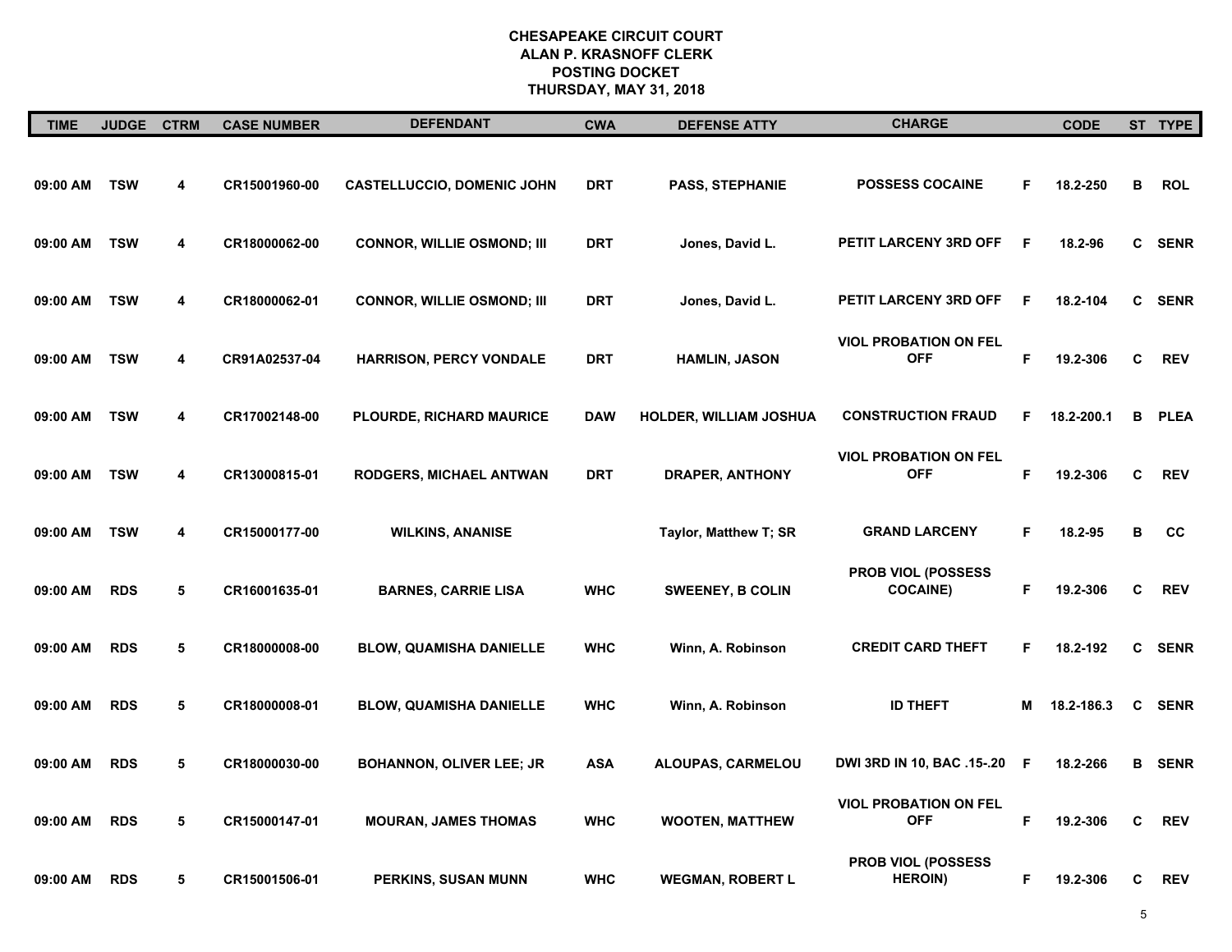# CHESAPEAKE CIRCUIT COURT
## ALAN P. KRASNOFF CLERK
## POSTING DOCKET
## THURSDAY, MAY 31, 2018

| TIME | JUDGE | CTRM | CASE NUMBER | DEFENDANT | CWA | DEFENSE ATTY | CHARGE | | CODE | ST | TYPE |
|---|---|---|---|---|---|---|---|---|---|---|---|
| 09:00 AM | TSW | 4 | CR15001960-00 | CASTELLUCCIO, DOMENIC JOHN | DRT | PASS, STEPHANIE | POSSESS COCAINE | F | 18.2-250 | B | ROL |
| 09:00 AM | TSW | 4 | CR18000062-00 | CONNOR, WILLIE OSMOND; III | DRT | Jones, David L. | PETIT LARCENY 3RD OFF | F | 18.2-96 | C | SENR |
| 09:00 AM | TSW | 4 | CR18000062-01 | CONNOR, WILLIE OSMOND; III | DRT | Jones, David L. | PETIT LARCENY 3RD OFF | F | 18.2-104 | C | SENR |
| 09:00 AM | TSW | 4 | CR91A02537-04 | HARRISON, PERCY VONDALE | DRT | HAMLIN, JASON | VIOL PROBATION ON FEL OFF | F | 19.2-306 | C | REV |
| 09:00 AM | TSW | 4 | CR17002148-00 | PLOURDE, RICHARD MAURICE | DAW | HOLDER, WILLIAM JOSHUA | CONSTRUCTION FRAUD | F | 18.2-200.1 | B | PLEA |
| 09:00 AM | TSW | 4 | CR13000815-01 | RODGERS, MICHAEL ANTWAN | DRT | DRAPER, ANTHONY | VIOL PROBATION ON FEL OFF | F | 19.2-306 | C | REV |
| 09:00 AM | TSW | 4 | CR15000177-00 | WILKINS, ANANISE | | Taylor, Matthew T; SR | GRAND LARCENY | F | 18.2-95 | B | CC |
| 09:00 AM | RDS | 5 | CR16001635-01 | BARNES, CARRIE LISA | WHC | SWEENEY, B COLIN | PROB VIOL (POSSESS COCAINE) | F | 19.2-306 | C | REV |
| 09:00 AM | RDS | 5 | CR18000008-00 | BLOW, QUAMISHA DANIELLE | WHC | Winn, A. Robinson | CREDIT CARD THEFT | F | 18.2-192 | C | SENR |
| 09:00 AM | RDS | 5 | CR18000008-01 | BLOW, QUAMISHA DANIELLE | WHC | Winn, A. Robinson | ID THEFT | M | 18.2-186.3 | C | SENR |
| 09:00 AM | RDS | 5 | CR18000030-00 | BOHANNON, OLIVER LEE; JR | ASA | ALOUPAS, CARMELOU | DWI 3RD IN 10, BAC .15-.20 | F | 18.2-266 | B | SENR |
| 09:00 AM | RDS | 5 | CR15000147-01 | MOURAN, JAMES THOMAS | WHC | WOOTEN, MATTHEW | VIOL PROBATION ON FEL OFF | F | 19.2-306 | C | REV |
| 09:00 AM | RDS | 5 | CR15001506-01 | PERKINS, SUSAN MUNN | WHC | WEGMAN, ROBERT L | PROB VIOL (POSSESS HEROIN) | F | 19.2-306 | C | REV |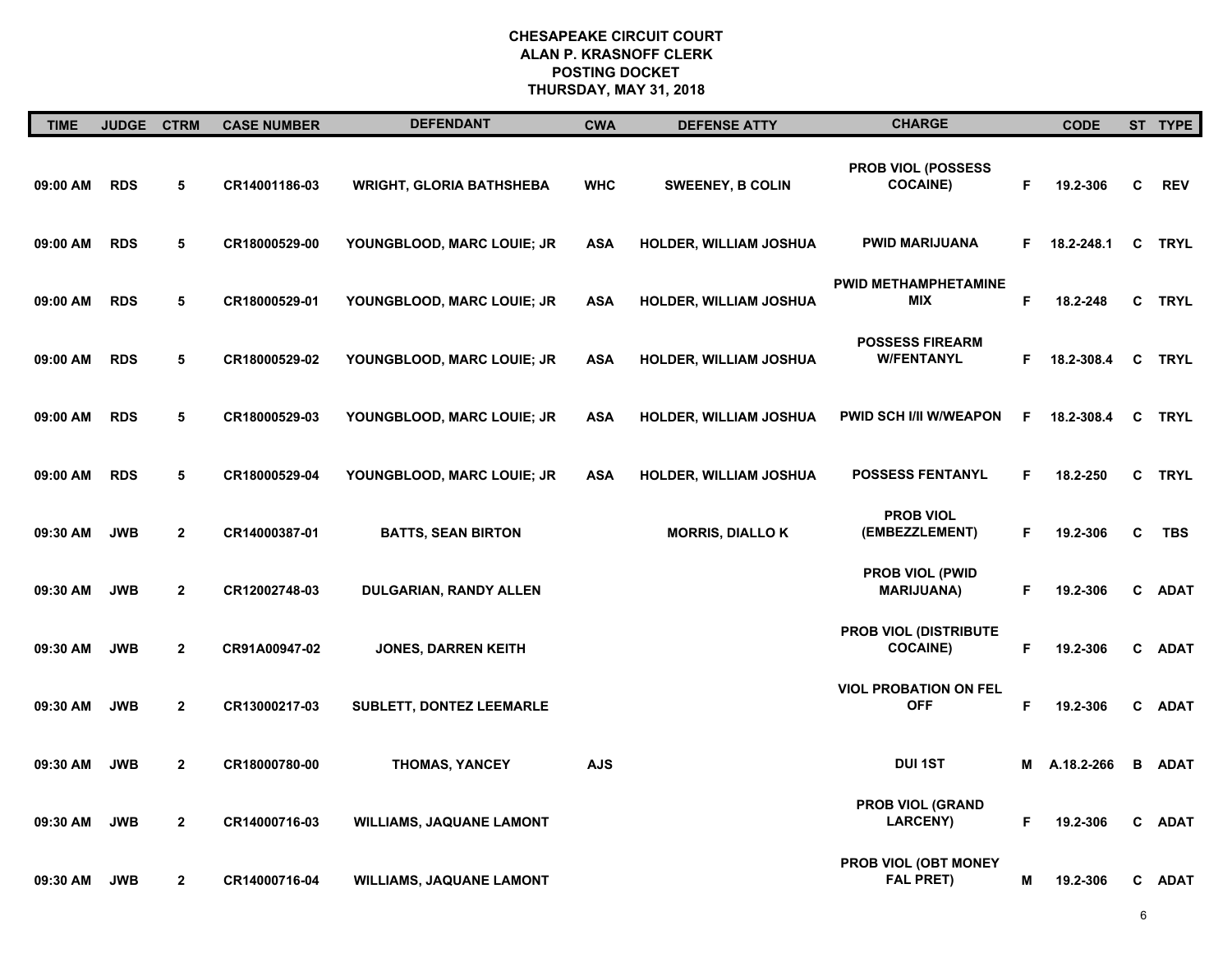# CHESAPEAKE CIRCUIT COURT
## ALAN P. KRASNOFF CLERK
## POSTING DOCKET
## THURSDAY, MAY 31, 2018

| TIME | JUDGE | CTRM | CASE NUMBER | DEFENDANT | CWA | DEFENSE ATTY | CHARGE | | CODE | ST | TYPE |
|---|---|---|---|---|---|---|---|---|---|---|---|
| 09:00 AM | RDS | 5 | CR14001186-03 | WRIGHT, GLORIA BATHSHEBA | WHC | SWEENEY, B COLIN | PROB VIOL (POSSESS COCAINE) | F | 19.2-306 | C | REV |
| 09:00 AM | RDS | 5 | CR18000529-00 | YOUNGBLOOD, MARC LOUIE; JR | ASA | HOLDER, WILLIAM JOSHUA | PWID MARIJUANA | F | 18.2-248.1 | C | TRYL |
| 09:00 AM | RDS | 5 | CR18000529-01 | YOUNGBLOOD, MARC LOUIE; JR | ASA | HOLDER, WILLIAM JOSHUA | PWID METHAMPHETAMINE MIX | F | 18.2-248 | C | TRYL |
| 09:00 AM | RDS | 5 | CR18000529-02 | YOUNGBLOOD, MARC LOUIE; JR | ASA | HOLDER, WILLIAM JOSHUA | POSSESS FIREARM W/FENTANYL | F | 18.2-308.4 | C | TRYL |
| 09:00 AM | RDS | 5 | CR18000529-03 | YOUNGBLOOD, MARC LOUIE; JR | ASA | HOLDER, WILLIAM JOSHUA | PWID SCH I/II W/WEAPON | F | 18.2-308.4 | C | TRYL |
| 09:00 AM | RDS | 5 | CR18000529-04 | YOUNGBLOOD, MARC LOUIE; JR | ASA | HOLDER, WILLIAM JOSHUA | POSSESS FENTANYL | F | 18.2-250 | C | TRYL |
| 09:30 AM | JWB | 2 | CR14000387-01 | BATTS, SEAN BIRTON | | MORRIS, DIALLO K | PROB VIOL (EMBEZZLEMENT) | F | 19.2-306 | C | TBS |
| 09:30 AM | JWB | 2 | CR12002748-03 | DULGARIAN, RANDY ALLEN | | | PROB VIOL (PWID MARIJUANA) | F | 19.2-306 | C | ADAT |
| 09:30 AM | JWB | 2 | CR91A00947-02 | JONES, DARREN KEITH | | | PROB VIOL (DISTRIBUTE COCAINE) | F | 19.2-306 | C | ADAT |
| 09:30 AM | JWB | 2 | CR13000217-03 | SUBLETT, DONTEZ LEEMARLE | | | VIOL PROBATION ON FEL OFF | F | 19.2-306 | C | ADAT |
| 09:30 AM | JWB | 2 | CR18000780-00 | THOMAS, YANCEY | AJS | | DUI 1ST | M | A.18.2-266 | B | ADAT |
| 09:30 AM | JWB | 2 | CR14000716-03 | WILLIAMS, JAQUANE LAMONT | | | PROB VIOL (GRAND LARCENY) | F | 19.2-306 | C | ADAT |
| 09:30 AM | JWB | 2 | CR14000716-04 | WILLIAMS, JAQUANE LAMONT | | | PROB VIOL (OBT MONEY FAL PRET) | M | 19.2-306 | C | ADAT |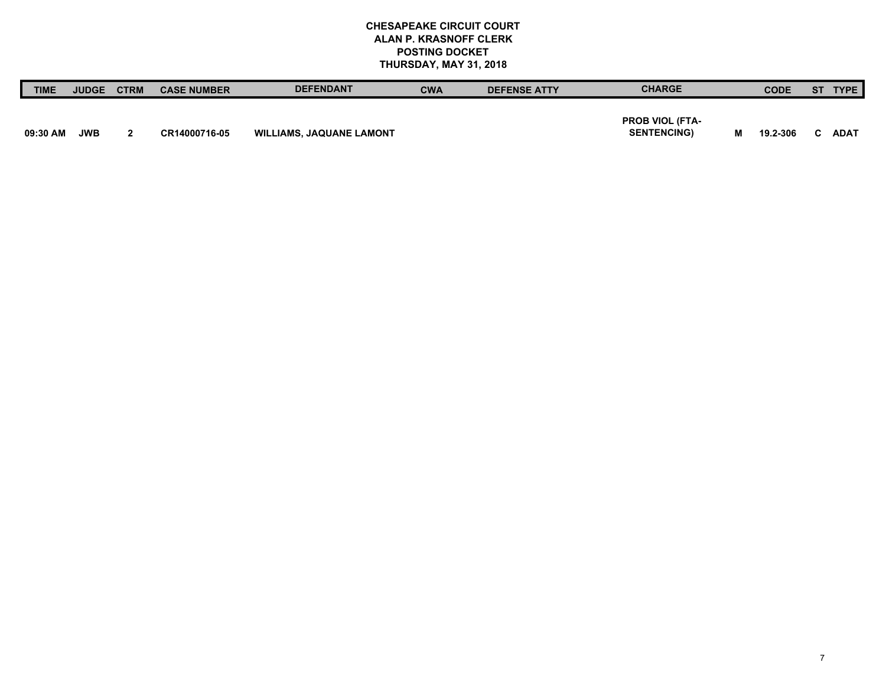**CHESAPEAKE CIRCUIT COURT**
**ALAN P. KRASNOFF CLERK**
**POSTING DOCKET**
**THURSDAY, MAY 31, 2018**

| TIME | JUDGE | CTRM | CASE NUMBER | DEFENDANT | CWA | DEFENSE ATTY | CHARGE | | CODE | ST | TYPE |
|---|---|---|---|---|---|---|---|---|---|---|---|
| 09:30 AM | JWB | 2 | CR14000716-05 | WILLIAMS, JAQUANE LAMONT | | | PROB VIOL (FTA-SENTENCING) | M | 19.2-306 | C | ADAT |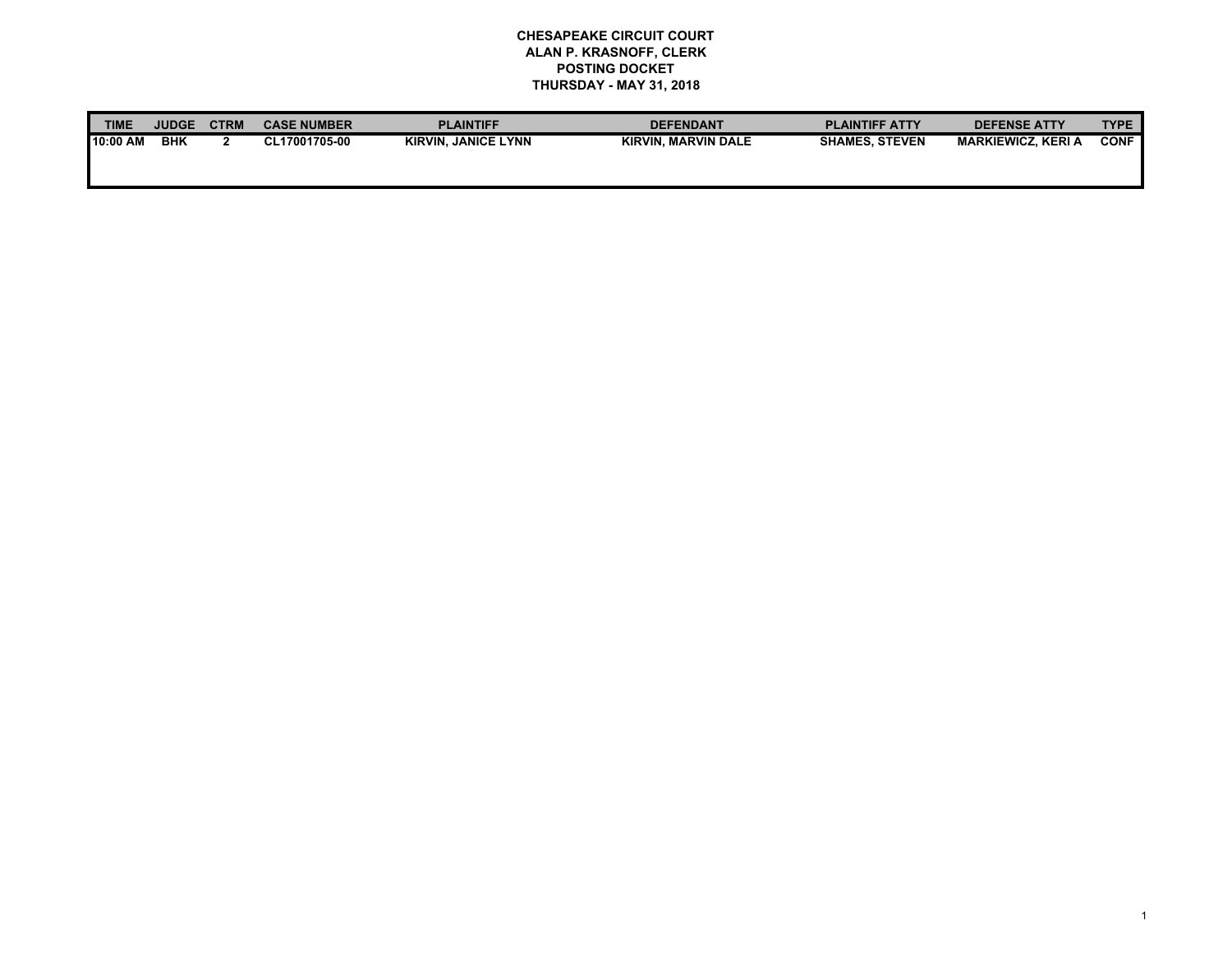**CHESAPEAKE CIRCUIT COURT**
**ALAN P. KRASNOFF, CLERK**
**POSTING DOCKET**
**THURSDAY - MAY 31, 2018**

| TIME | JUDGE | CTRM | CASE NUMBER | PLAINTIFF | DEFENDANT | PLAINTIFF ATTY | DEFENSE ATTY | TYPE |
|---|---|---|---|---|---|---|---|---|
| 10:00 AM | BHK | 2 | CL17001705-00 | KIRVIN, JANICE LYNN | KIRVIN, MARVIN DALE | SHAMES, STEVEN | MARKIEWICZ, KERI A | CONF |